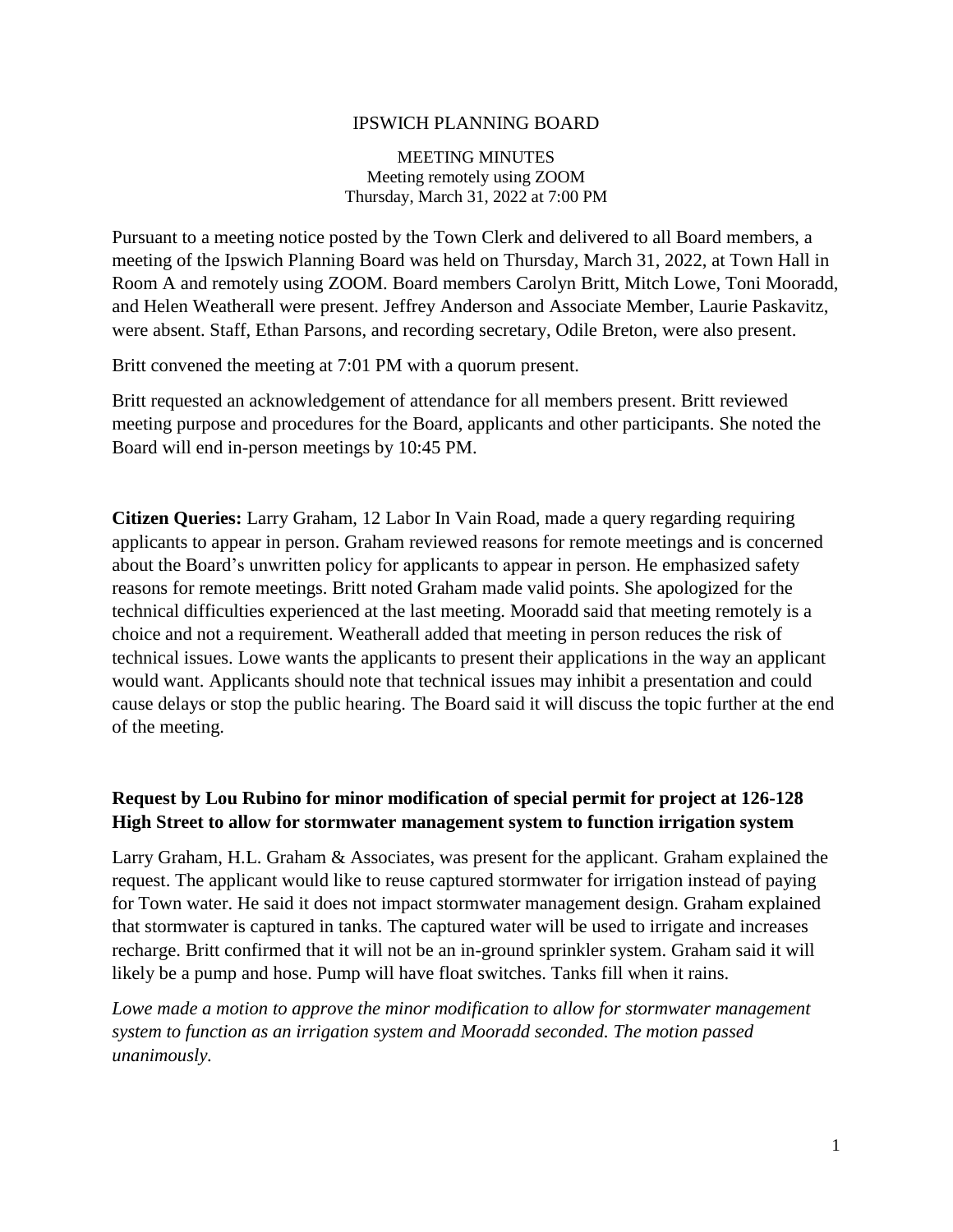# IPSWICH PLANNING BOARD

MEETING MINUTES
Meeting remotely using ZOOM
Thursday, March 31, 2022 at 7:00 PM

Pursuant to a meeting notice posted by the Town Clerk and delivered to all Board members, a meeting of the Ipswich Planning Board was held on Thursday, March 31, 2022, at Town Hall in Room A and remotely using ZOOM. Board members Carolyn Britt, Mitch Lowe, Toni Mooradd, and Helen Weatherall were present. Jeffrey Anderson and Associate Member, Laurie Paskavitz, were absent. Staff, Ethan Parsons, and recording secretary, Odile Breton, were also present.

Britt convened the meeting at 7:01 PM with a quorum present.

Britt requested an acknowledgement of attendance for all members present. Britt reviewed meeting purpose and procedures for the Board, applicants and other participants. She noted the Board will end in-person meetings by 10:45 PM.

**Citizen Queries:** Larry Graham, 12 Labor In Vain Road, made a query regarding requiring applicants to appear in person. Graham reviewed reasons for remote meetings and is concerned about the Board's unwritten policy for applicants to appear in person. He emphasized safety reasons for remote meetings. Britt noted Graham made valid points. She apologized for the technical difficulties experienced at the last meeting. Mooradd said that meeting remotely is a choice and not a requirement. Weatherall added that meeting in person reduces the risk of technical issues. Lowe wants the applicants to present their applications in the way an applicant would want. Applicants should note that technical issues may inhibit a presentation and could cause delays or stop the public hearing. The Board said it will discuss the topic further at the end of the meeting.

**Request by Lou Rubino for minor modification of special permit for project at 126-128 High Street to allow for stormwater management system to function irrigation system**

Larry Graham, H.L. Graham & Associates, was present for the applicant. Graham explained the request. The applicant would like to reuse captured stormwater for irrigation instead of paying for Town water. He said it does not impact stormwater management design. Graham explained that stormwater is captured in tanks. The captured water will be used to irrigate and increases recharge. Britt confirmed that it will not be an in-ground sprinkler system. Graham said it will likely be a pump and hose. Pump will have float switches. Tanks fill when it rains.

*Lowe made a motion to approve the minor modification to allow for stormwater management system to function as an irrigation system and Mooradd seconded. The motion passed unanimously.*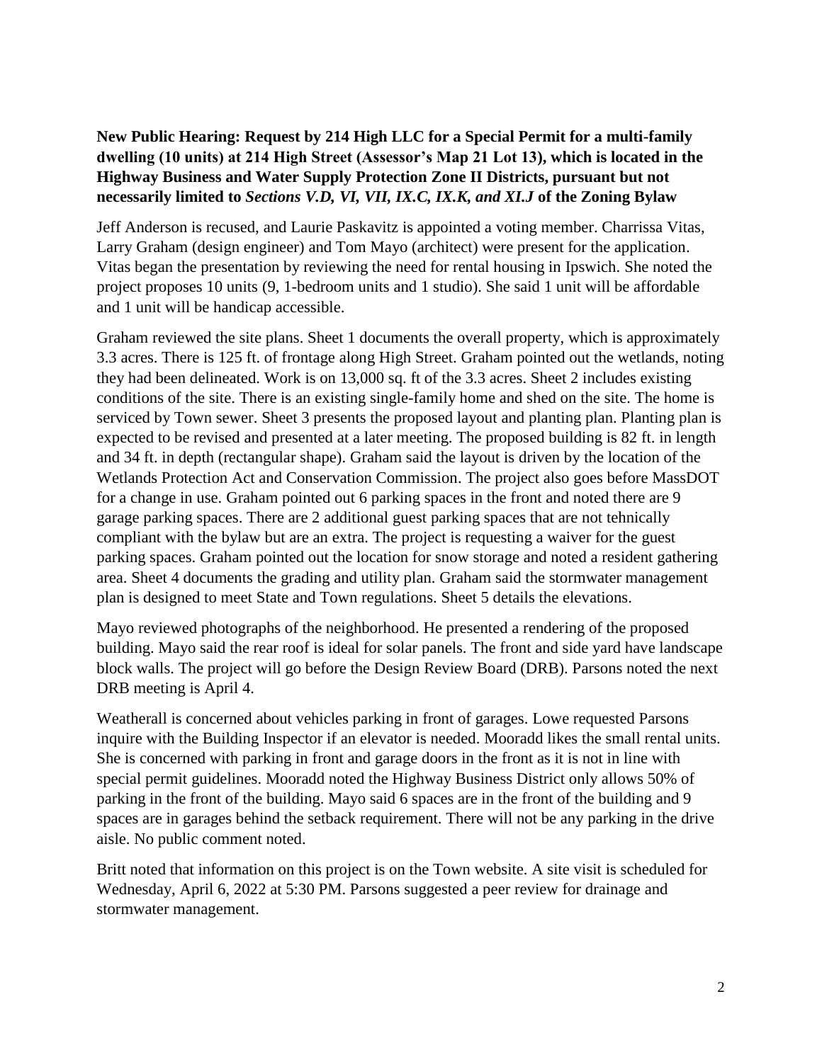**New Public Hearing: Request by 214 High LLC for a Special Permit for a multi-family dwelling (10 units) at 214 High Street (Assessor's Map 21 Lot 13), which is located in the Highway Business and Water Supply Protection Zone II Districts, pursuant but not necessarily limited to *Sections V.D, VI, VII, IX.C, IX.K, and XI.J* of the Zoning Bylaw**

Jeff Anderson is recused, and Laurie Paskavitz is appointed a voting member. Charrissa Vitas, Larry Graham (design engineer) and Tom Mayo (architect) were present for the application. Vitas began the presentation by reviewing the need for rental housing in Ipswich. She noted the project proposes 10 units (9, 1-bedroom units and 1 studio). She said 1 unit will be affordable and 1 unit will be handicap accessible.

Graham reviewed the site plans. Sheet 1 documents the overall property, which is approximately 3.3 acres. There is 125 ft. of frontage along High Street. Graham pointed out the wetlands, noting they had been delineated. Work is on 13,000 sq. ft of the 3.3 acres. Sheet 2 includes existing conditions of the site. There is an existing single-family home and shed on the site. The home is serviced by Town sewer. Sheet 3 presents the proposed layout and planting plan. Planting plan is expected to be revised and presented at a later meeting. The proposed building is 82 ft. in length and 34 ft. in depth (rectangular shape). Graham said the layout is driven by the location of the Wetlands Protection Act and Conservation Commission. The project also goes before MassDOT for a change in use. Graham pointed out 6 parking spaces in the front and noted there are 9 garage parking spaces. There are 2 additional guest parking spaces that are not tehnically compliant with the bylaw but are an extra. The project is requesting a waiver for the guest parking spaces. Graham pointed out the location for snow storage and noted a resident gathering area. Sheet 4 documents the grading and utility plan. Graham said the stormwater management plan is designed to meet State and Town regulations. Sheet 5 details the elevations.

Mayo reviewed photographs of the neighborhood. He presented a rendering of the proposed building. Mayo said the rear roof is ideal for solar panels. The front and side yard have landscape block walls. The project will go before the Design Review Board (DRB). Parsons noted the next DRB meeting is April 4.

Weatherall is concerned about vehicles parking in front of garages. Lowe requested Parsons inquire with the Building Inspector if an elevator is needed. Mooradd likes the small rental units. She is concerned with parking in front and garage doors in the front as it is not in line with special permit guidelines. Mooradd noted the Highway Business District only allows 50% of parking in the front of the building. Mayo said 6 spaces are in the front of the building and 9 spaces are in garages behind the setback requirement. There will not be any parking in the drive aisle. No public comment noted.

Britt noted that information on this project is on the Town website. A site visit is scheduled for Wednesday, April 6, 2022 at 5:30 PM. Parsons suggested a peer review for drainage and stormwater management.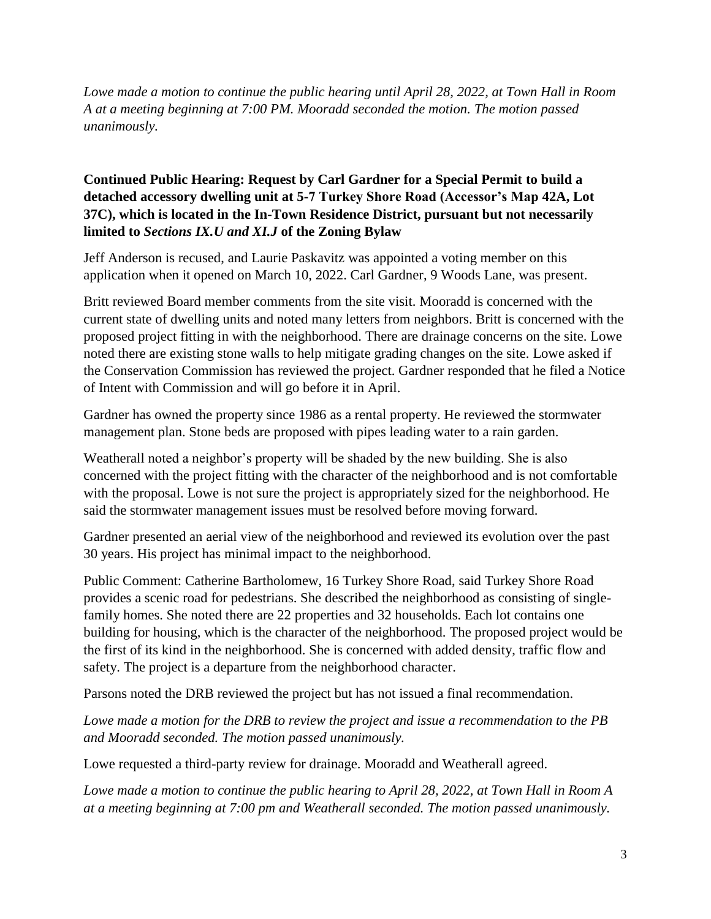*Lowe made a motion to continue the public hearing until April 28, 2022, at Town Hall in Room A at a meeting beginning at 7:00 PM. Mooradd seconded the motion. The motion passed unanimously.*

**Continued Public Hearing: Request by Carl Gardner for a Special Permit to build a detached accessory dwelling unit at 5-7 Turkey Shore Road (Accessor's Map 42A, Lot 37C), which is located in the In-Town Residence District, pursuant but not necessarily limited to *Sections IX.U and XI.J* of the Zoning Bylaw**

Jeff Anderson is recused, and Laurie Paskavitz was appointed a voting member on this application when it opened on March 10, 2022. Carl Gardner, 9 Woods Lane, was present.

Britt reviewed Board member comments from the site visit. Mooradd is concerned with the current state of dwelling units and noted many letters from neighbors. Britt is concerned with the proposed project fitting in with the neighborhood. There are drainage concerns on the site. Lowe noted there are existing stone walls to help mitigate grading changes on the site. Lowe asked if the Conservation Commission has reviewed the project. Gardner responded that he filed a Notice of Intent with Commission and will go before it in April.

Gardner has owned the property since 1986 as a rental property. He reviewed the stormwater management plan. Stone beds are proposed with pipes leading water to a rain garden.

Weatherall noted a neighbor's property will be shaded by the new building. She is also concerned with the project fitting with the character of the neighborhood and is not comfortable with the proposal. Lowe is not sure the project is appropriately sized for the neighborhood. He said the stormwater management issues must be resolved before moving forward.

Gardner presented an aerial view of the neighborhood and reviewed its evolution over the past 30 years. His project has minimal impact to the neighborhood.

Public Comment: Catherine Bartholomew, 16 Turkey Shore Road, said Turkey Shore Road provides a scenic road for pedestrians. She described the neighborhood as consisting of single-family homes. She noted there are 22 properties and 32 households. Each lot contains one building for housing, which is the character of the neighborhood. The proposed project would be the first of its kind in the neighborhood. She is concerned with added density, traffic flow and safety. The project is a departure from the neighborhood character.

Parsons noted the DRB reviewed the project but has not issued a final recommendation.

*Lowe made a motion for the DRB to review the project and issue a recommendation to the PB and Mooradd seconded. The motion passed unanimously.*

Lowe requested a third-party review for drainage. Mooradd and Weatherall agreed.

*Lowe made a motion to continue the public hearing to April 28, 2022, at Town Hall in Room A at a meeting beginning at 7:00 pm and Weatherall seconded. The motion passed unanimously.*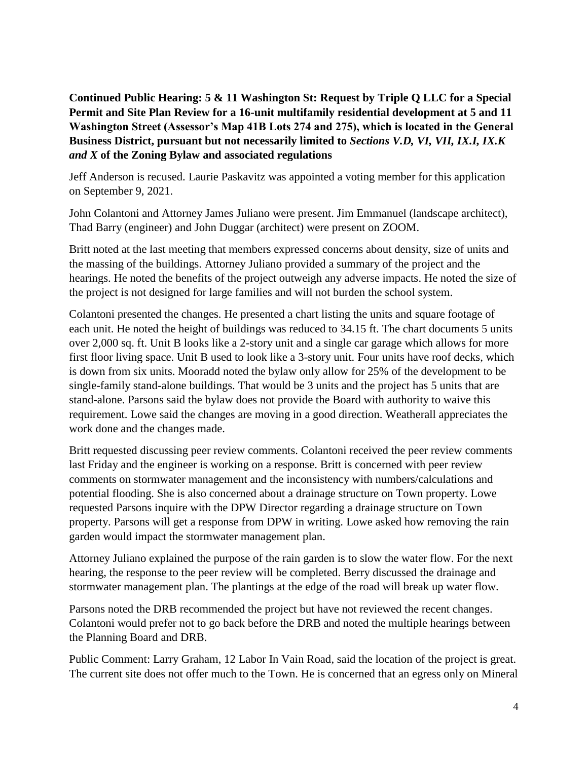**Continued Public Hearing: 5 & 11 Washington St: Request by Triple Q LLC for a Special Permit and Site Plan Review for a 16-unit multifamily residential development at 5 and 11 Washington Street (Assessor's Map 41B Lots 274 and 275), which is located in the General Business District, pursuant but not necessarily limited to *Sections V.D, VI, VII, IX.I, IX.K and X* of the Zoning Bylaw and associated regulations**

Jeff Anderson is recused. Laurie Paskavitz was appointed a voting member for this application on September 9, 2021.

John Colantoni and Attorney James Juliano were present. Jim Emmanuel (landscape architect), Thad Barry (engineer) and John Duggar (architect) were present on ZOOM.

Britt noted at the last meeting that members expressed concerns about density, size of units and the massing of the buildings. Attorney Juliano provided a summary of the project and the hearings. He noted the benefits of the project outweigh any adverse impacts. He noted the size of the project is not designed for large families and will not burden the school system.

Colantoni presented the changes. He presented a chart listing the units and square footage of each unit. He noted the height of buildings was reduced to 34.15 ft. The chart documents 5 units over 2,000 sq. ft. Unit B looks like a 2-story unit and a single car garage which allows for more first floor living space. Unit B used to look like a 3-story unit. Four units have roof decks, which is down from six units. Mooradd noted the bylaw only allow for 25% of the development to be single-family stand-alone buildings. That would be 3 units and the project has 5 units that are stand-alone. Parsons said the bylaw does not provide the Board with authority to waive this requirement. Lowe said the changes are moving in a good direction. Weatherall appreciates the work done and the changes made.

Britt requested discussing peer review comments. Colantoni received the peer review comments last Friday and the engineer is working on a response. Britt is concerned with peer review comments on stormwater management and the inconsistency with numbers/calculations and potential flooding. She is also concerned about a drainage structure on Town property. Lowe requested Parsons inquire with the DPW Director regarding a drainage structure on Town property. Parsons will get a response from DPW in writing. Lowe asked how removing the rain garden would impact the stormwater management plan.

Attorney Juliano explained the purpose of the rain garden is to slow the water flow. For the next hearing, the response to the peer review will be completed. Berry discussed the drainage and stormwater management plan. The plantings at the edge of the road will break up water flow.

Parsons noted the DRB recommended the project but have not reviewed the recent changes. Colantoni would prefer not to go back before the DRB and noted the multiple hearings between the Planning Board and DRB.

Public Comment: Larry Graham, 12 Labor In Vain Road, said the location of the project is great. The current site does not offer much to the Town. He is concerned that an egress only on Mineral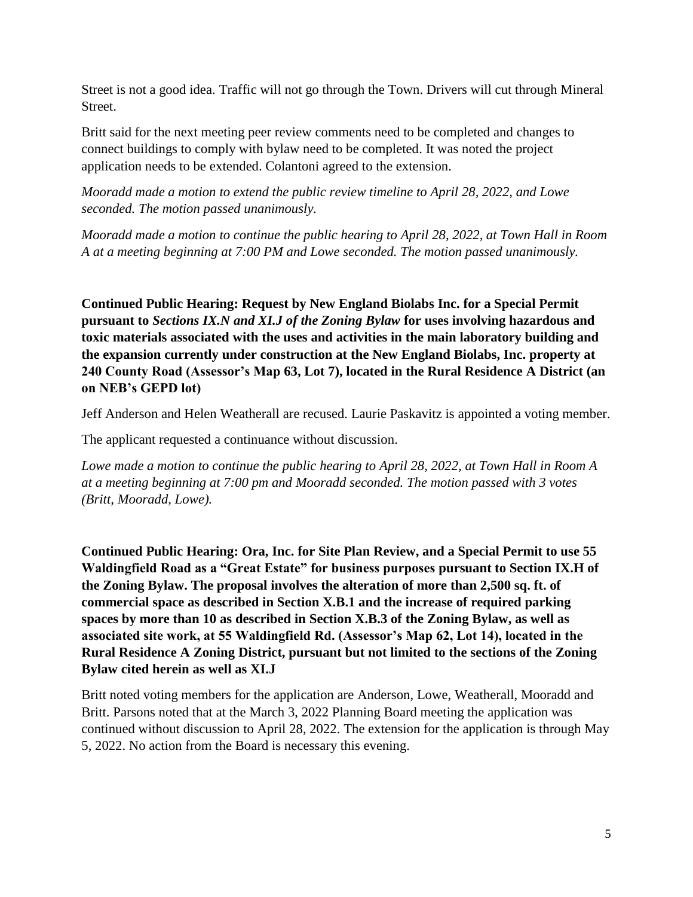Street is not a good idea. Traffic will not go through the Town. Drivers will cut through Mineral Street.

Britt said for the next meeting peer review comments need to be completed and changes to connect buildings to comply with bylaw need to be completed. It was noted the project application needs to be extended. Colantoni agreed to the extension.

*Mooradd made a motion to extend the public review timeline to April 28, 2022, and Lowe seconded. The motion passed unanimously.*

*Mooradd made a motion to continue the public hearing to April 28, 2022, at Town Hall in Room A at a meeting beginning at 7:00 PM and Lowe seconded. The motion passed unanimously.*

**Continued Public Hearing: Request by New England Biolabs Inc. for a Special Permit pursuant to *Sections IX.N and XI.J of the Zoning Bylaw* for uses involving hazardous and toxic materials associated with the uses and activities in the main laboratory building and the expansion currently under construction at the New England Biolabs, Inc. property at 240 County Road (Assessor's Map 63, Lot 7), located in the Rural Residence A District (an on NEB's GEPD lot)**

Jeff Anderson and Helen Weatherall are recused. Laurie Paskavitz is appointed a voting member.

The applicant requested a continuance without discussion.

*Lowe made a motion to continue the public hearing to April 28, 2022, at Town Hall in Room A at a meeting beginning at 7:00 pm and Mooradd seconded. The motion passed with 3 votes (Britt, Mooradd, Lowe).*

**Continued Public Hearing: Ora, Inc. for Site Plan Review, and a Special Permit to use 55 Waldingfield Road as a "Great Estate" for business purposes pursuant to Section IX.H of the Zoning Bylaw. The proposal involves the alteration of more than 2,500 sq. ft. of commercial space as described in Section X.B.1 and the increase of required parking spaces by more than 10 as described in Section X.B.3 of the Zoning Bylaw, as well as associated site work, at 55 Waldingfield Rd. (Assessor's Map 62, Lot 14), located in the Rural Residence A Zoning District, pursuant but not limited to the sections of the Zoning Bylaw cited herein as well as XI.J**

Britt noted voting members for the application are Anderson, Lowe, Weatherall, Mooradd and Britt. Parsons noted that at the March 3, 2022 Planning Board meeting the application was continued without discussion to April 28, 2022. The extension for the application is through May 5, 2022. No action from the Board is necessary this evening.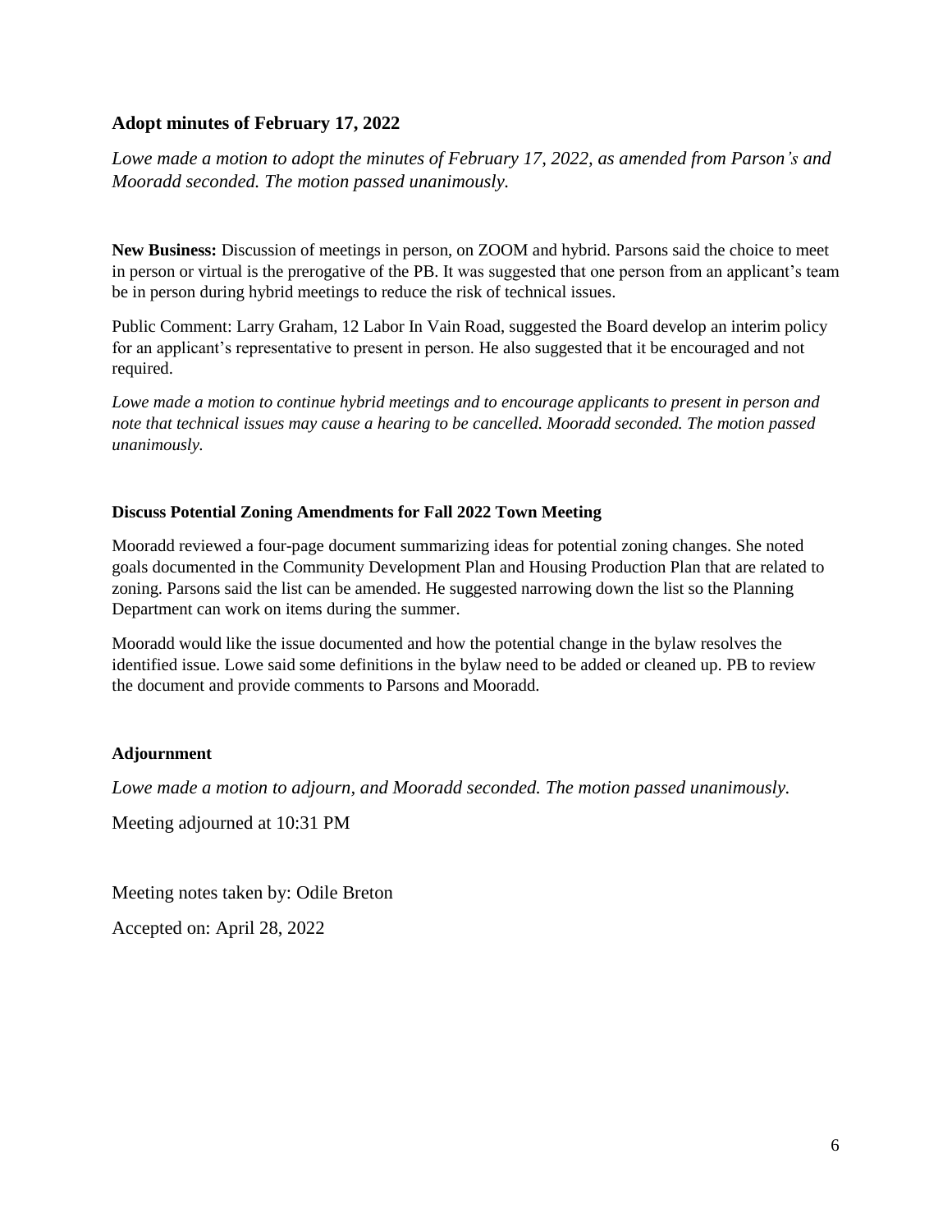### Adopt minutes of February 17, 2022

*Lowe made a motion to adopt the minutes of February 17, 2022, as amended from Parson's and Mooradd seconded. The motion passed unanimously.*

**New Business:** Discussion of meetings in person, on ZOOM and hybrid. Parsons said the choice to meet in person or virtual is the prerogative of the PB. It was suggested that one person from an applicant's team be in person during hybrid meetings to reduce the risk of technical issues.

Public Comment: Larry Graham, 12 Labor In Vain Road, suggested the Board develop an interim policy for an applicant's representative to present in person. He also suggested that it be encouraged and not required.

*Lowe made a motion to continue hybrid meetings and to encourage applicants to present in person and note that technical issues may cause a hearing to be cancelled. Mooradd seconded. The motion passed unanimously.*

**Discuss Potential Zoning Amendments for Fall 2022 Town Meeting**

Mooradd reviewed a four-page document summarizing ideas for potential zoning changes. She noted goals documented in the Community Development Plan and Housing Production Plan that are related to zoning. Parsons said the list can be amended. He suggested narrowing down the list so the Planning Department can work on items during the summer.

Mooradd would like the issue documented and how the potential change in the bylaw resolves the identified issue. Lowe said some definitions in the bylaw need to be added or cleaned up. PB to review the document and provide comments to Parsons and Mooradd.

**Adjournment**

*Lowe made a motion to adjourn, and Mooradd seconded. The motion passed unanimously.*

Meeting adjourned at 10:31 PM

Meeting notes taken by: Odile Breton

Accepted on: April 28, 2022